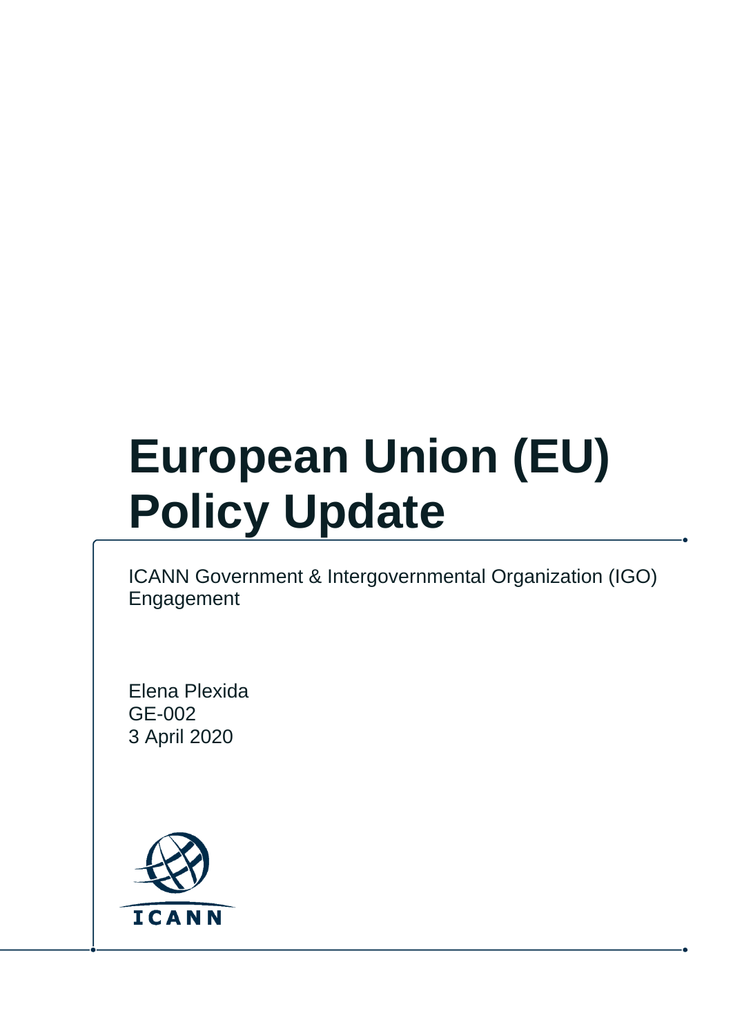# European Union (EU) Policy Update

ICANN Government & Intergovernmental Organization (IGO) Engagement

Elena Plexida
GE-002
3 April 2020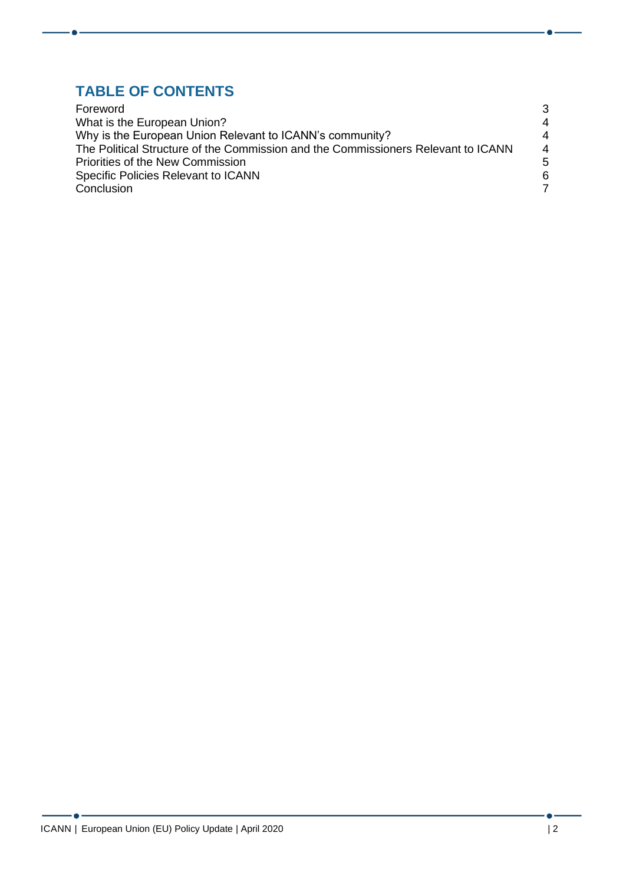## TABLE OF CONTENTS

| | |
|---|---|
| Foreword | 3 |
| What is the European Union? | 4 |
| Why is the European Union Relevant to ICANN's community? | 4 |
| The Political Structure of the Commission and the Commissioners Relevant to ICANN | 4 |
| Priorities of the New Commission | 5 |
| Specific Policies Relevant to ICANN | 6 |
| Conclusion | 7 |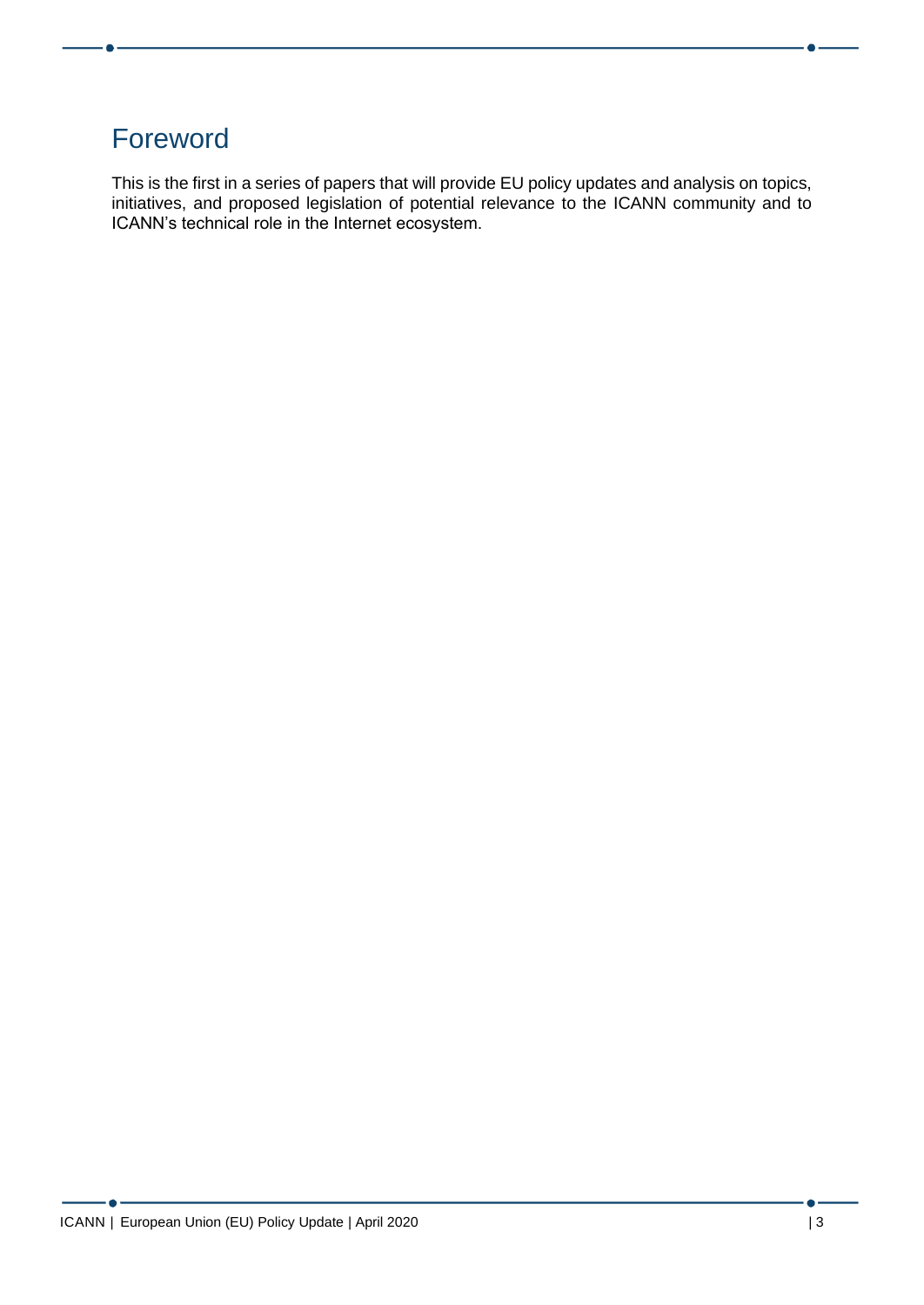## Foreword

This is the first in a series of papers that will provide EU policy updates and analysis on topics, initiatives, and proposed legislation of potential relevance to the ICANN community and to ICANN's technical role in the Internet ecosystem.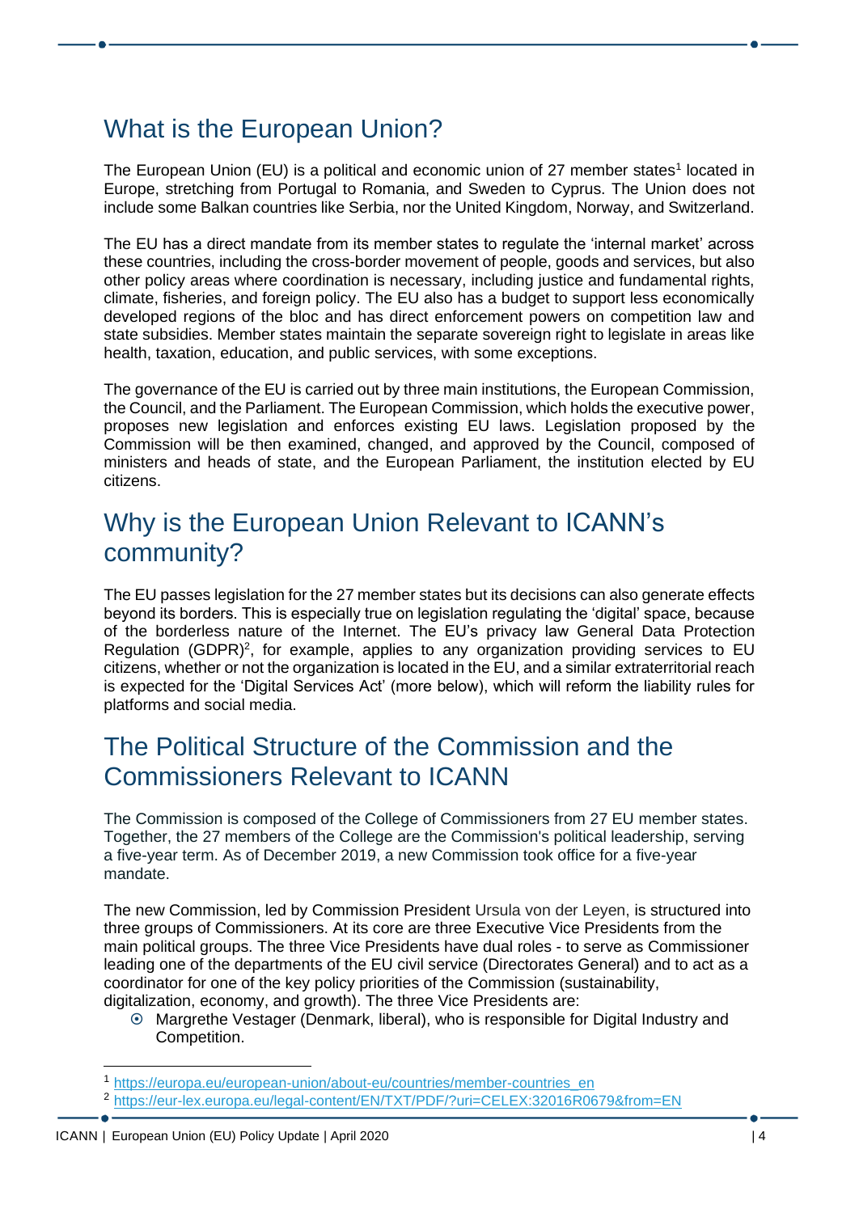## What is the European Union?

The European Union (EU) is a political and economic union of 27 member states[1] located in Europe, stretching from Portugal to Romania, and Sweden to Cyprus. The Union does not include some Balkan countries like Serbia, nor the United Kingdom, Norway, and Switzerland.

The EU has a direct mandate from its member states to regulate the 'internal market' across these countries, including the cross-border movement of people, goods and services, but also other policy areas where coordination is necessary, including justice and fundamental rights, climate, fisheries, and foreign policy. The EU also has a budget to support less economically developed regions of the bloc and has direct enforcement powers on competition law and state subsidies. Member states maintain the separate sovereign right to legislate in areas like health, taxation, education, and public services, with some exceptions.

The governance of the EU is carried out by three main institutions, the European Commission, the Council, and the Parliament. The European Commission, which holds the executive power, proposes new legislation and enforces existing EU laws. Legislation proposed by the Commission will be then examined, changed, and approved by the Council, composed of ministers and heads of state, and the European Parliament, the institution elected by EU citizens.

## Why is the European Union Relevant to ICANN's community?

The EU passes legislation for the 27 member states but its decisions can also generate effects beyond its borders. This is especially true on legislation regulating the 'digital' space, because of the borderless nature of the Internet. The EU's privacy law General Data Protection Regulation (GDPR)[2], for example, applies to any organization providing services to EU citizens, whether or not the organization is located in the EU, and a similar extraterritorial reach is expected for the 'Digital Services Act' (more below), which will reform the liability rules for platforms and social media.

## The Political Structure of the Commission and the Commissioners Relevant to ICANN

The Commission is composed of the College of Commissioners from 27 EU member states. Together, the 27 members of the College are the Commission's political leadership, serving a five-year term. As of December 2019, a new Commission took office for a five-year mandate.

The new Commission, led by Commission President Ursula von der Leyen, is structured into three groups of Commissioners. At its core are three Executive Vice Presidents from the main political groups. The three Vice Presidents have dual roles - to serve as Commissioner leading one of the departments of the EU civil service (Directorates General) and to act as a coordinator for one of the key policy priorities of the Commission (sustainability, digitalization, economy, and growth). The three Vice Presidents are:

- Margrethe Vestager (Denmark, liberal), who is responsible for Digital Industry and Competition.

---

[1] https://europa.eu/european-union/about-eu/countries/member-countries_en

[2] https://eur-lex.europa.eu/legal-content/EN/TXT/PDF/?uri=CELEX:32016R0679&from=EN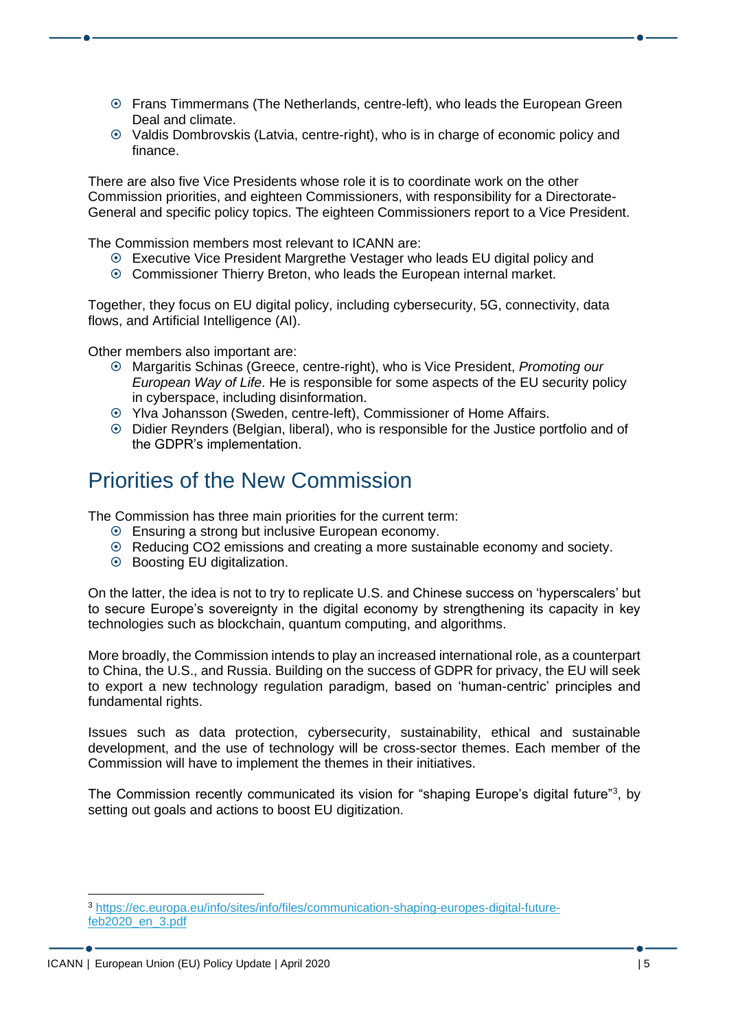- Frans Timmermans (The Netherlands, centre-left), who leads the European Green Deal and climate.
- Valdis Dombrovskis (Latvia, centre-right), who is in charge of economic policy and finance.

There are also five Vice Presidents whose role it is to coordinate work on the other Commission priorities, and eighteen Commissioners, with responsibility for a Directorate-General and specific policy topics. The eighteen Commissioners report to a Vice President.

The Commission members most relevant to ICANN are:

- Executive Vice President Margrethe Vestager who leads EU digital policy and
- Commissioner Thierry Breton, who leads the European internal market.

Together, they focus on EU digital policy, including cybersecurity, 5G, connectivity, data flows, and Artificial Intelligence (AI).

Other members also important are:

- Margaritis Schinas (Greece, centre-right), who is Vice President, *Promoting our European Way of Life*. He is responsible for some aspects of the EU security policy in cyberspace, including disinformation.
- Ylva Johansson (Sweden, centre-left), Commissioner of Home Affairs.
- Didier Reynders (Belgian, liberal), who is responsible for the Justice portfolio and of the GDPR's implementation.

## Priorities of the New Commission

The Commission has three main priorities for the current term:

- Ensuring a strong but inclusive European economy.
- Reducing CO2 emissions and creating a more sustainable economy and society.
- Boosting EU digitalization.

On the latter, the idea is not to try to replicate U.S. and Chinese success on 'hyperscalers' but to secure Europe's sovereignty in the digital economy by strengthening its capacity in key technologies such as blockchain, quantum computing, and algorithms.

More broadly, the Commission intends to play an increased international role, as a counterpart to China, the U.S., and Russia. Building on the success of GDPR for privacy, the EU will seek to export a new technology regulation paradigm, based on 'human-centric' principles and fundamental rights.

Issues such as data protection, cybersecurity, sustainability, ethical and sustainable development, and the use of technology will be cross-sector themes. Each member of the Commission will have to implement the themes in their initiatives.

The Commission recently communicated its vision for "shaping Europe's digital future"[3], by setting out goals and actions to boost EU digitization.

---

[3] https://ec.europa.eu/info/sites/info/files/communication-shaping-europes-digital-future-feb2020_en_3.pdf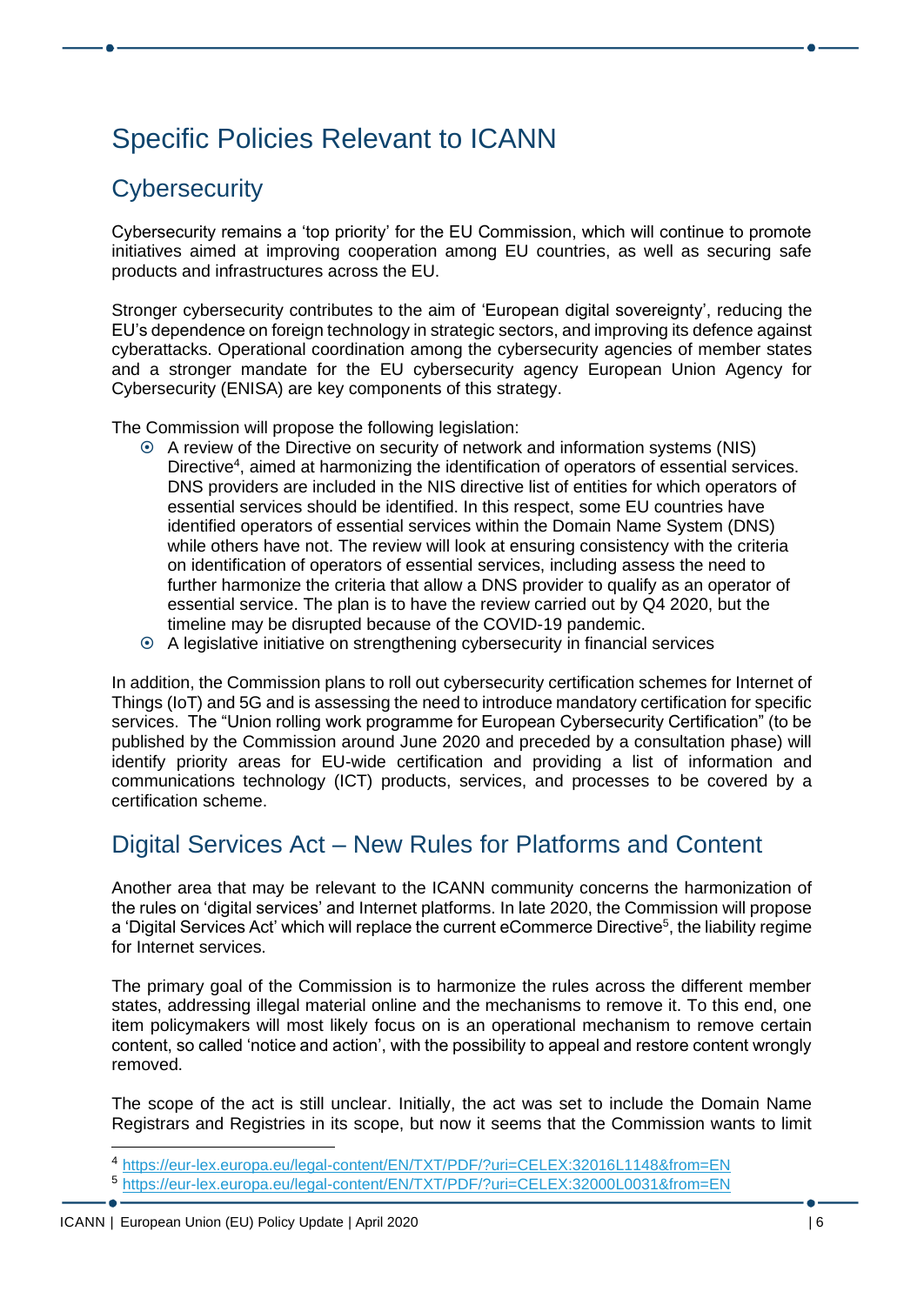# Specific Policies Relevant to ICANN

## Cybersecurity

Cybersecurity remains a 'top priority' for the EU Commission, which will continue to promote initiatives aimed at improving cooperation among EU countries, as well as securing safe products and infrastructures across the EU.

Stronger cybersecurity contributes to the aim of 'European digital sovereignty', reducing the EU's dependence on foreign technology in strategic sectors, and improving its defence against cyberattacks. Operational coordination among the cybersecurity agencies of member states and a stronger mandate for the EU cybersecurity agency European Union Agency for Cybersecurity (ENISA) are key components of this strategy.

The Commission will propose the following legislation:

- A review of the Directive on security of network and information systems (NIS) Directive[4], aimed at harmonizing the identification of operators of essential services. DNS providers are included in the NIS directive list of entities for which operators of essential services should be identified. In this respect, some EU countries have identified operators of essential services within the Domain Name System (DNS) while others have not. The review will look at ensuring consistency with the criteria on identification of operators of essential services, including assess the need to further harmonize the criteria that allow a DNS provider to qualify as an operator of essential service. The plan is to have the review carried out by Q4 2020, but the timeline may be disrupted because of the COVID-19 pandemic.
- A legislative initiative on strengthening cybersecurity in financial services

In addition, the Commission plans to roll out cybersecurity certification schemes for Internet of Things (IoT) and 5G and is assessing the need to introduce mandatory certification for specific services. The "Union rolling work programme for European Cybersecurity Certification" (to be published by the Commission around June 2020 and preceded by a consultation phase) will identify priority areas for EU-wide certification and providing a list of information and communications technology (ICT) products, services, and processes to be covered by a certification scheme.

## Digital Services Act – New Rules for Platforms and Content

Another area that may be relevant to the ICANN community concerns the harmonization of the rules on 'digital services' and Internet platforms. In late 2020, the Commission will propose a 'Digital Services Act' which will replace the current eCommerce Directive[5], the liability regime for Internet services.

The primary goal of the Commission is to harmonize the rules across the different member states, addressing illegal material online and the mechanisms to remove it. To this end, one item policymakers will most likely focus on is an operational mechanism to remove certain content, so called 'notice and action', with the possibility to appeal and restore content wrongly removed.

The scope of the act is still unclear. Initially, the act was set to include the Domain Name Registrars and Registries in its scope, but now it seems that the Commission wants to limit

[4] https://eur-lex.europa.eu/legal-content/EN/TXT/PDF/?uri=CELEX:32016L1148&from=EN

[5] https://eur-lex.europa.eu/legal-content/EN/TXT/PDF/?uri=CELEX:32000L0031&from=EN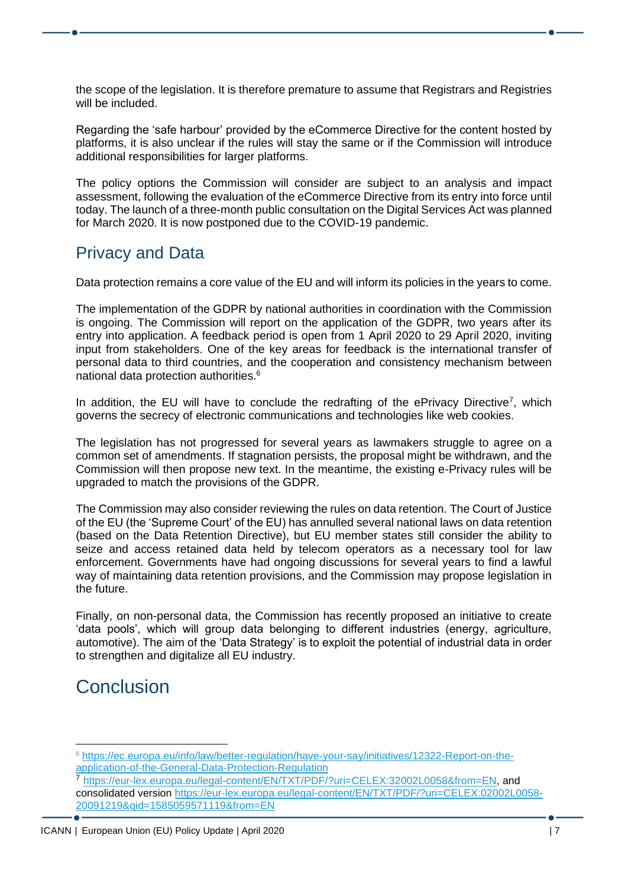the scope of the legislation. It is therefore premature to assume that Registrars and Registries will be included.

Regarding the 'safe harbour' provided by the eCommerce Directive for the content hosted by platforms, it is also unclear if the rules will stay the same or if the Commission will introduce additional responsibilities for larger platforms.

The policy options the Commission will consider are subject to an analysis and impact assessment, following the evaluation of the eCommerce Directive from its entry into force until today. The launch of a three-month public consultation on the Digital Services Act was planned for March 2020. It is now postponed due to the COVID-19 pandemic.

## Privacy and Data

Data protection remains a core value of the EU and will inform its policies in the years to come.

The implementation of the GDPR by national authorities in coordination with the Commission is ongoing. The Commission will report on the application of the GDPR, two years after its entry into application. A feedback period is open from 1 April 2020 to 29 April 2020, inviting input from stakeholders. One of the key areas for feedback is the international transfer of personal data to third countries, and the cooperation and consistency mechanism between national data protection authorities.[6]

In addition, the EU will have to conclude the redrafting of the ePrivacy Directive[7], which governs the secrecy of electronic communications and technologies like web cookies.

The legislation has not progressed for several years as lawmakers struggle to agree on a common set of amendments. If stagnation persists, the proposal might be withdrawn, and the Commission will then propose new text. In the meantime, the existing e-Privacy rules will be upgraded to match the provisions of the GDPR.

The Commission may also consider reviewing the rules on data retention. The Court of Justice of the EU (the 'Supreme Court' of the EU) has annulled several national laws on data retention (based on the Data Retention Directive), but EU member states still consider the ability to seize and access retained data held by telecom operators as a necessary tool for law enforcement. Governments have had ongoing discussions for several years to find a lawful way of maintaining data retention provisions, and the Commission may propose legislation in the future.

Finally, on non-personal data, the Commission has recently proposed an initiative to create 'data pools', which will group data belonging to different industries (energy, agriculture, automotive). The aim of the 'Data Strategy' is to exploit the potential of industrial data in order to strengthen and digitalize all EU industry.

# Conclusion

---

[6] https://ec.europa.eu/info/law/better-regulation/have-your-say/initiatives/12322-Report-on-the-application-of-the-General-Data-Protection-Regulation

[7] https://eur-lex.europa.eu/legal-content/EN/TXT/PDF/?uri=CELEX:32002L0058&from=EN, and consolidated version https://eur-lex.europa.eu/legal-content/EN/TXT/PDF/?uri=CELEX:02002L0058-20091219&qid=1585059571119&from=EN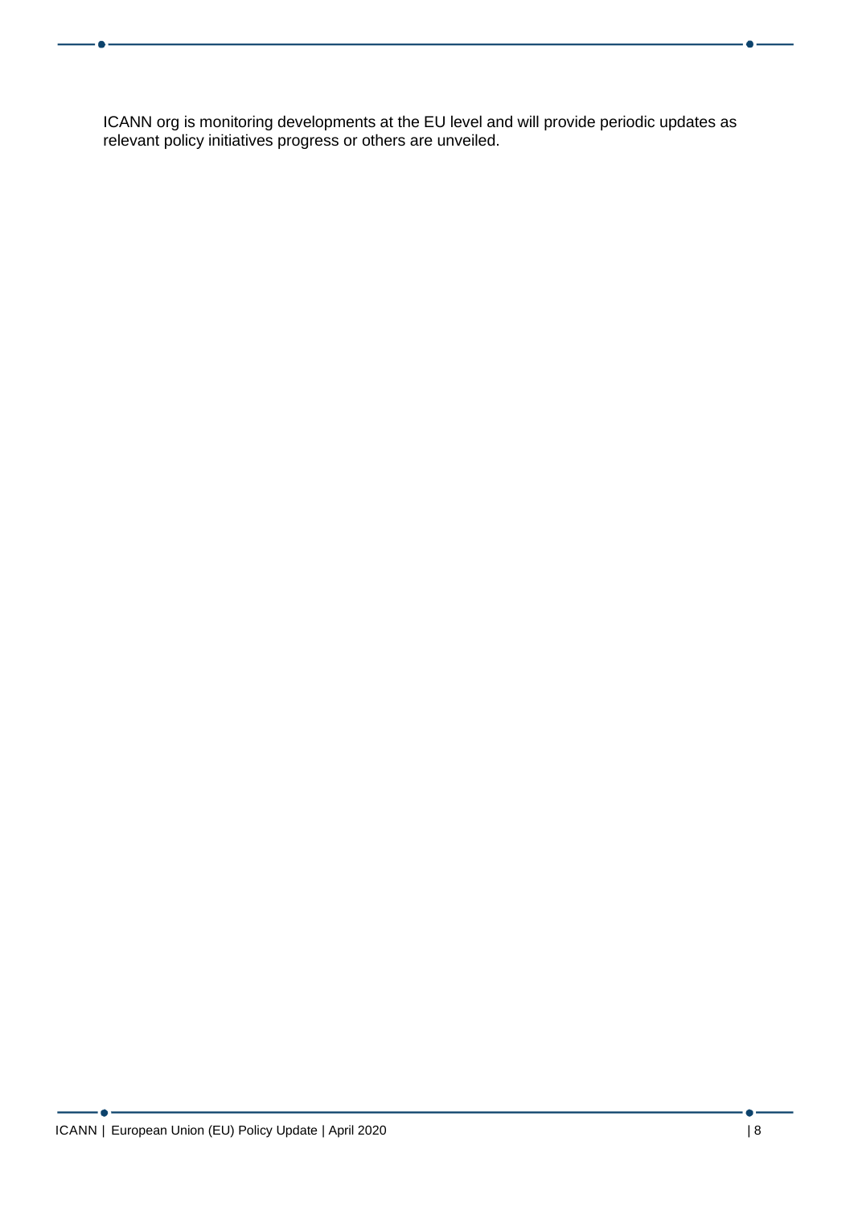ICANN org is monitoring developments at the EU level and will provide periodic updates as relevant policy initiatives progress or others are unveiled.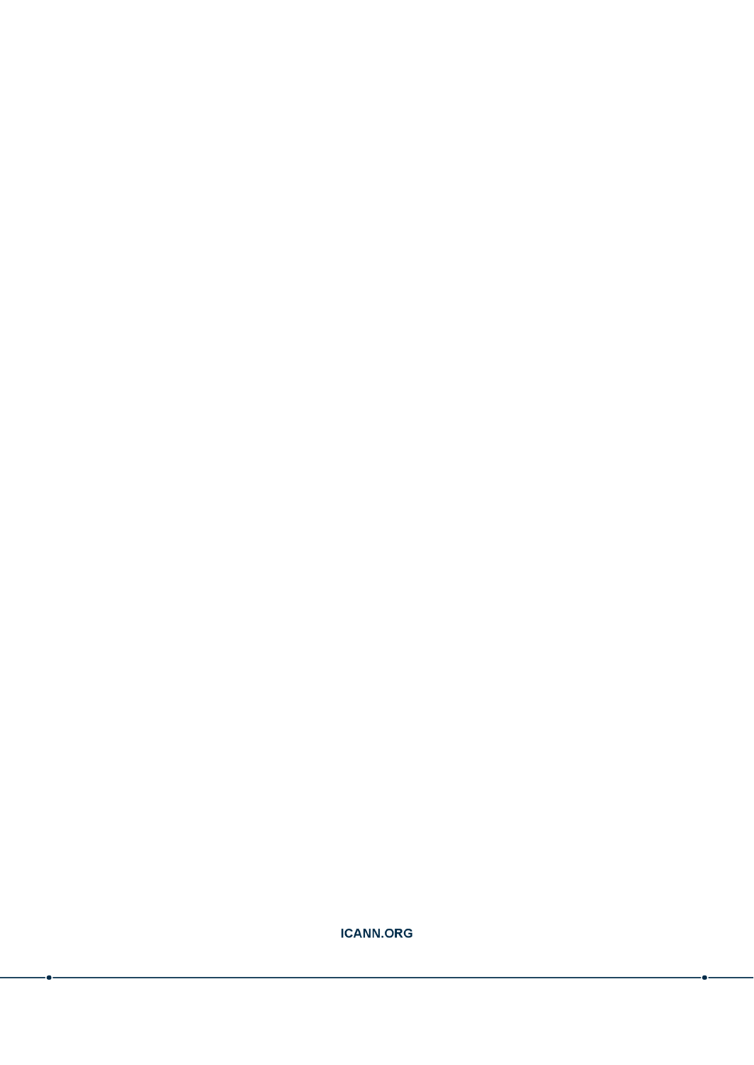ICANN.ORG